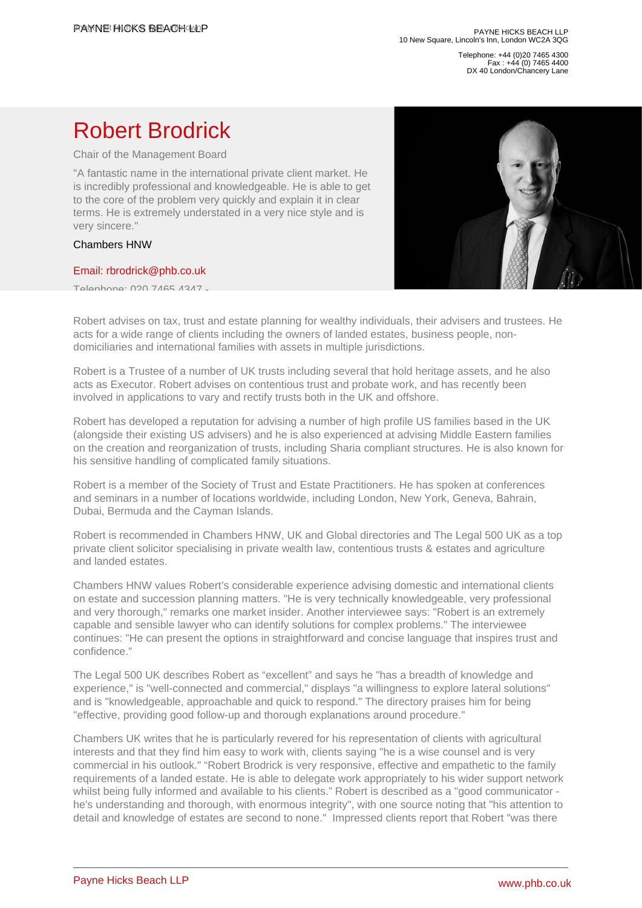# Robert Brodrick

Chair of the Management Board

"A fantastic name in the international private client market. He is incredibly professional and knowledgeable. He is able to get to the core of the problem very quickly and explain it in clear terms. He is extremely understated in a very nice style and is very sincere."

Chambers HNW

Email: rbrodrick@phb.co.uk

Telephone: 020 7465 4347 -

Robert advises on tax, trust and estate planning for wealthy individuals, their advisers and trustees. He acts for a wide range of clients including the owners of landed estates, business people, non-domiciliaries and international families with assets in multiple jurisdictions.

Robert is a Trustee of a number of UK trusts including several that hold heritage assets, and he also acts as Executor. Robert advises on contentious trust and probate work, and has recently been involved in applications to vary and rectify trusts both in the UK and offshore.

Robert has developed a reputation for advising a number of high profile US families based in the UK (alongside their existing US advisers) and he is also experienced at advising Middle Eastern families on the creation and reorganization of trusts, including Sharia compliant structures. He is also known for his sensitive handling of complicated family situations.

Robert is a member of the Society of Trust and Estate Practitioners. He has spoken at conferences and seminars in a number of locations worldwide, including London, New York, Geneva, Bahrain, Dubai, Bermuda and the Cayman Islands.

Robert is recommended in Chambers HNW, UK and Global directories and The Legal 500 UK as a top private client solicitor specialising in private wealth law, contentious trusts & estates and agriculture and landed estates.

Chambers HNW values Robert's considerable experience advising domestic and international clients on estate and succession planning matters. "He is very technically knowledgeable, very professional and very thorough," remarks one market insider. Another interviewee says: "Robert is an extremely capable and sensible lawyer who can identify solutions for complex problems." The interviewee continues: "He can present the options in straightforward and concise language that inspires trust and confidence."

The Legal 500 UK describes Robert as "excellent" and says he "has a breadth of knowledge and experience," is "well-connected and commercial," displays "a willingness to explore lateral solutions" and is "knowledgeable, approachable and quick to respond." The directory praises him for being "effective, providing good follow-up and thorough explanations around procedure."

Chambers UK writes that he is particularly revered for his representation of clients with agricultural interests and that they find him easy to work with, clients saying "he is a wise counsel and is very commercial in his outlook." "Robert Brodrick is very responsive, effective and empathetic to the family requirements of a landed estate. He is able to delegate work appropriately to his wider support network whilst being fully informed and available to his clients." Robert is described as a "good communicator - he's understanding and thorough, with enormous integrity", with one source noting that "his attention to detail and knowledge of estates are second to none." Impressed clients report that Robert "was there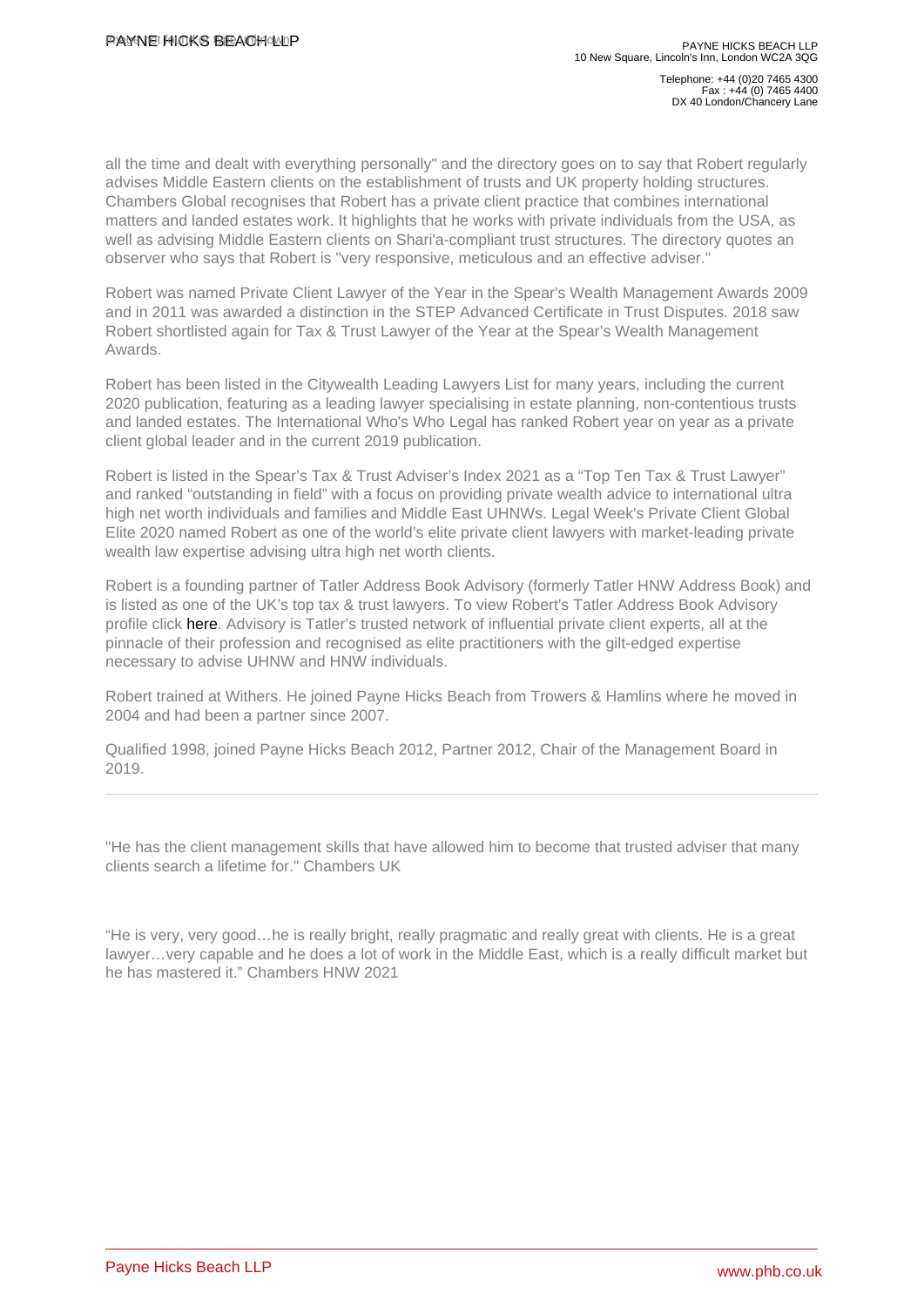all the time and dealt with everything personally" and the directory goes on to say that Robert regularly advises Middle Eastern clients on the establishment of trusts and UK property holding structures. Chambers Global recognises that Robert has a private client practice that combines international matters and landed estates work. It highlights that he works with private individuals from the USA, as well as advising Middle Eastern clients on Shari'a-compliant trust structures. The directory quotes an observer who says that Robert is "very responsive, meticulous and an effective adviser."

Robert was named Private Client Lawyer of the Year in the Spear's Wealth Management Awards 2009 and in 2011 was awarded a distinction in the STEP Advanced Certificate in Trust Disputes. 2018 saw Robert shortlisted again for Tax & Trust Lawyer of the Year at the Spear's Wealth Management Awards.

Robert has been listed in the Citywealth Leading Lawyers List for many years, including the current 2020 publication, featuring as a leading lawyer specialising in estate planning, non-contentious trusts and landed estates. The International Who's Who Legal has ranked Robert year on year as a private client global leader and in the current 2019 publication.

Robert is listed in the Spear's Tax & Trust Adviser's Index 2021 as a "Top Ten Tax & Trust Lawyer" and ranked "outstanding in field" with a focus on providing private wealth advice to international ultra high net worth individuals and families and Middle East UHNWs. Legal Week's Private Client Global Elite 2020 named Robert as one of the world's elite private client lawyers with market-leading private wealth law expertise advising ultra high net worth clients.

Robert is a founding partner of Tatler Address Book Advisory (formerly Tatler HNW Address Book) and is listed as one of the UK's top tax & trust lawyers. To view Robert's Tatler Address Book Advisory profile click here. Advisory is Tatler's trusted network of influential private client experts, all at the pinnacle of their profession and recognised as elite practitioners with the gilt-edged expertise necessary to advise UHNW and HNW individuals.

Robert trained at Withers. He joined Payne Hicks Beach from Trowers & Hamlins where he moved in 2004 and had been a partner since 2007.

Qualified 1998, joined Payne Hicks Beach 2012, Partner 2012, Chair of the Management Board in 2019.

---

"He has the client management skills that have allowed him to become that trusted adviser that many clients search a lifetime for." Chambers UK

"He is very, very good…he is really bright, really pragmatic and really great with clients. He is a great lawyer…very capable and he does a lot of work in the Middle East, which is a really difficult market but he has mastered it." Chambers HNW 2021